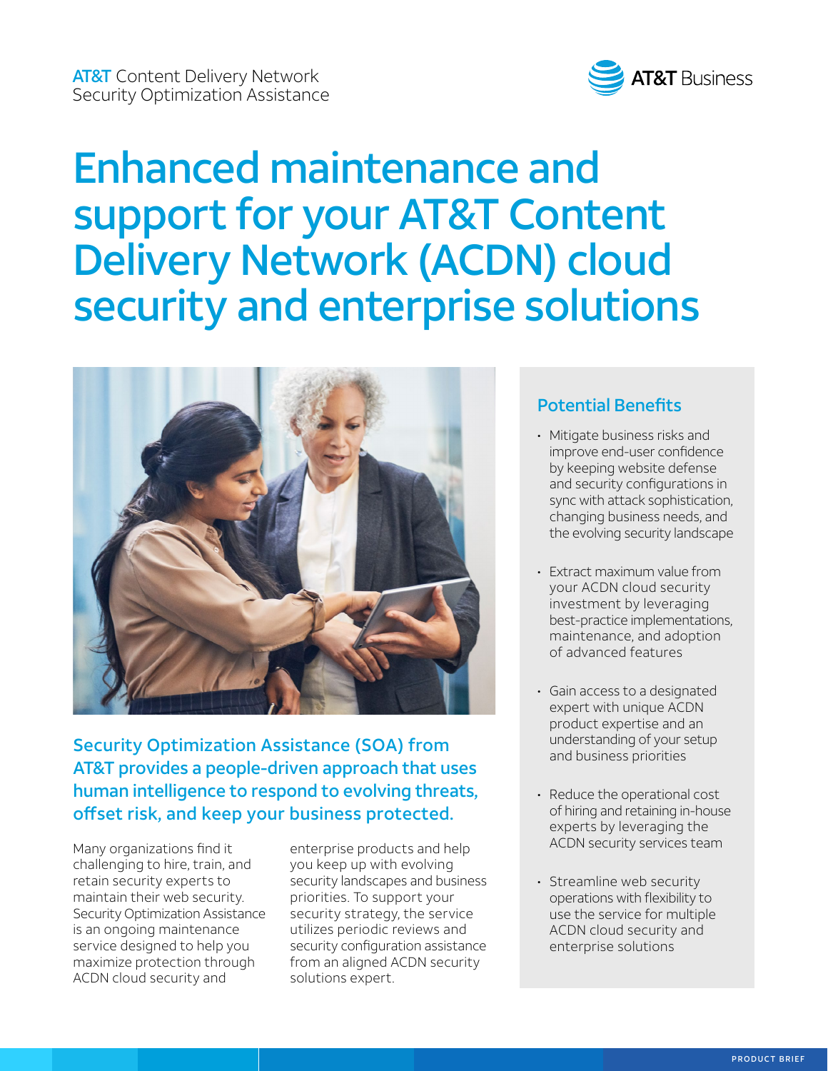AT&T Content Delivery Network
Security Optimization Assistance

# Enhanced maintenance and support for your AT&T Content Delivery Network (ACDN) cloud security and enterprise solutions

## Security Optimization Assistance (SOA) from AT&T provides a people-driven approach that uses human intelligence to respond to evolving threats, offset risk, and keep your business protected.

Many organizations find it challenging to hire, train, and retain security experts to maintain their web security. Security Optimization Assistance is an ongoing maintenance service designed to help you maximize protection through ACDN cloud security and enterprise products and help you keep up with evolving security landscapes and business priorities. To support your security strategy, the service utilizes periodic reviews and security configuration assistance from an aligned ACDN security solutions expert.

### Potential Benefits

- Mitigate business risks and improve end-user confidence by keeping website defense and security configurations in sync with attack sophistication, changing business needs, and the evolving security landscape
- Extract maximum value from your ACDN cloud security investment by leveraging best-practice implementations, maintenance, and adoption of advanced features
- Gain access to a designated expert with unique ACDN product expertise and an understanding of your setup and business priorities
- Reduce the operational cost of hiring and retaining in-house experts by leveraging the ACDN security services team
- Streamline web security operations with flexibility to use the service for multiple ACDN cloud security and enterprise solutions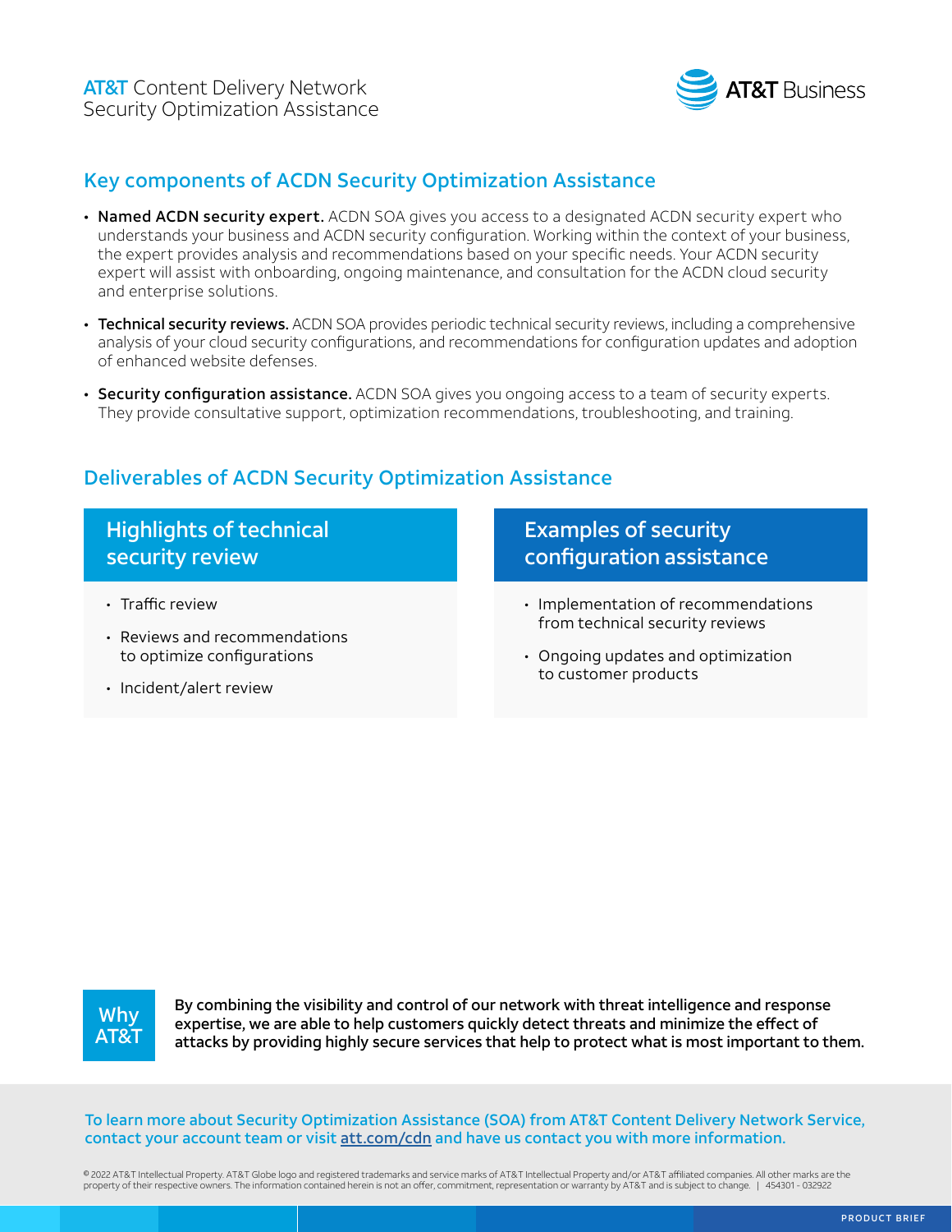## Key components of ACDN Security Optimization Assistance

- **Named ACDN security expert.** ACDN SOA gives you access to a designated ACDN security expert who understands your business and ACDN security configuration. Working within the context of your business, the expert provides analysis and recommendations based on your specific needs. Your ACDN security expert will assist with onboarding, ongoing maintenance, and consultation for the ACDN cloud security and enterprise solutions.
- **Technical security reviews.** ACDN SOA provides periodic technical security reviews, including a comprehensive analysis of your cloud security configurations, and recommendations for configuration updates and adoption of enhanced website defenses.
- **Security configuration assistance.** ACDN SOA gives you ongoing access to a team of security experts. They provide consultative support, optimization recommendations, troubleshooting, and training.

## Deliverables of ACDN Security Optimization Assistance

### Highlights of technical security review

- Traffic review
- Reviews and recommendations to optimize configurations
- Incident/alert review

### Examples of security configuration assistance

- Implementation of recommendations from technical security reviews
- Ongoing updates and optimization to customer products

**Why AT&T**

**By combining the visibility and control of our network with threat intelligence and response expertise, we are able to help customers quickly detect threats and minimize the effect of attacks by providing highly secure services that help to protect what is most important to them.**

To learn more about Security Optimization Assistance (SOA) from AT&T Content Delivery Network Service, contact your account team or visit att.com/cdn and have us contact you with more information.

© 2022 AT&T Intellectual Property. AT&T Globe logo and registered trademarks and service marks of AT&T Intellectual Property and/or AT&T affiliated companies. All other marks are the property of their respective owners. The information contained herein is not an offer, commitment, representation or warranty by AT&T and is subject to change. | 454301 - 032922